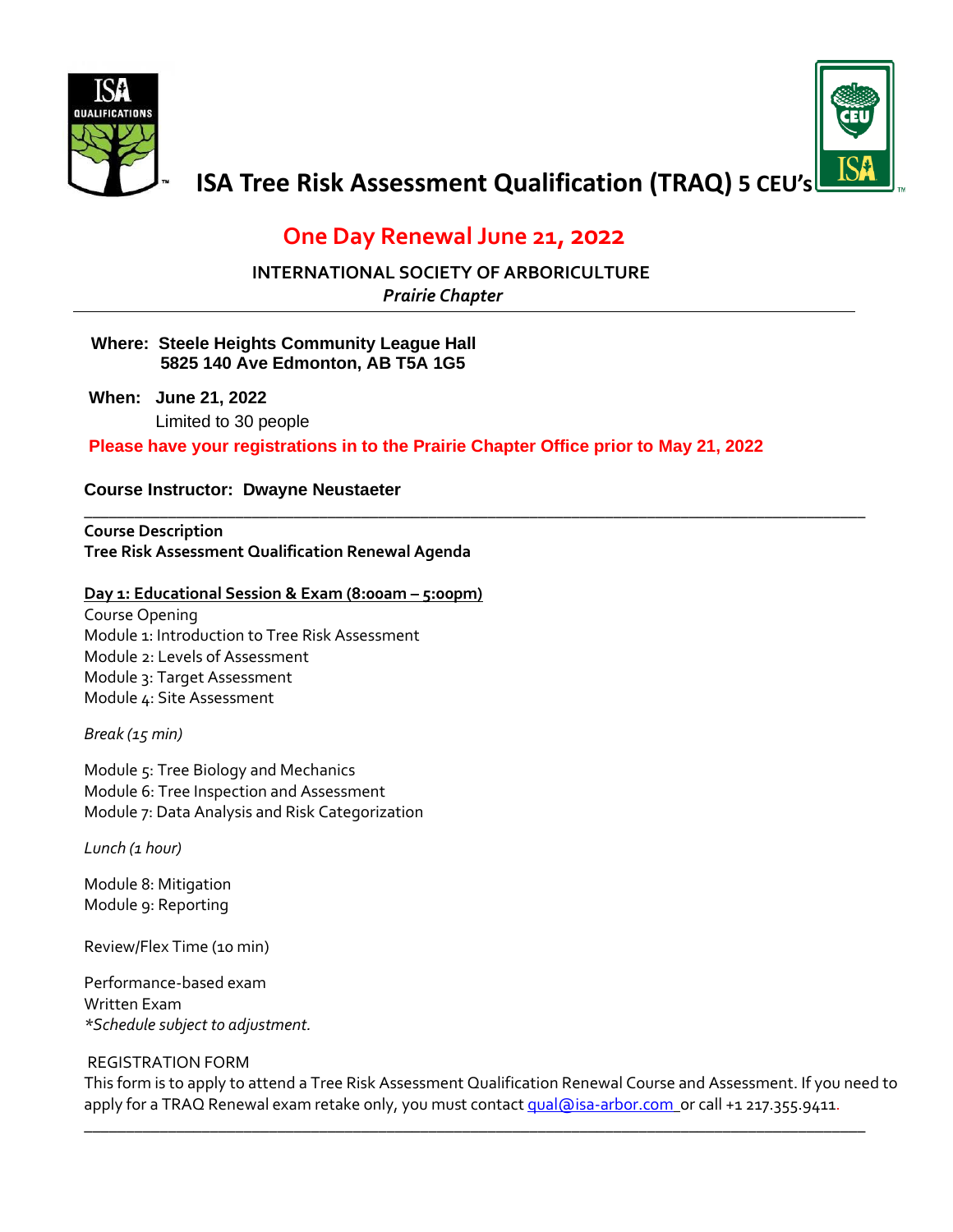# ISA Tree Risk Assessment Qualification (TRAQ) 5 CEU's

## One Day Renewal June 21, 2022

**INTERNATIONAL SOCIETY OF ARBORICULTURE**
***Prairie Chapter***

---

**Where: Steele Heights Community League Hall**
**5825 140 Ave Edmonton, AB T5A 1G5**

**When: June 21, 2022**
Limited to 30 people

**Please have your registrations in to the Prairie Chapter Office prior to May 21, 2022**

**Course Instructor: Dwayne Neustaeter**

---

**Course Description**
**Tree Risk Assessment Qualification Renewal Agenda**

**Day 1: Educational Session & Exam (8:00am – 5:00pm)**

Course Opening
Module 1: Introduction to Tree Risk Assessment
Module 2: Levels of Assessment
Module 3: Target Assessment
Module 4: Site Assessment

*Break (15 min)*

Module 5: Tree Biology and Mechanics
Module 6: Tree Inspection and Assessment
Module 7: Data Analysis and Risk Categorization

*Lunch (1 hour)*

Module 8: Mitigation
Module 9: Reporting

Review/Flex Time (10 min)

Performance-based exam
Written Exam
*Schedule subject to adjustment.*

REGISTRATION FORM
This form is to apply to attend a Tree Risk Assessment Qualification Renewal Course and Assessment. If you need to apply for a TRAQ Renewal exam retake only, you must contact qual@isa-arbor.com or call +1 217.355.9411.

---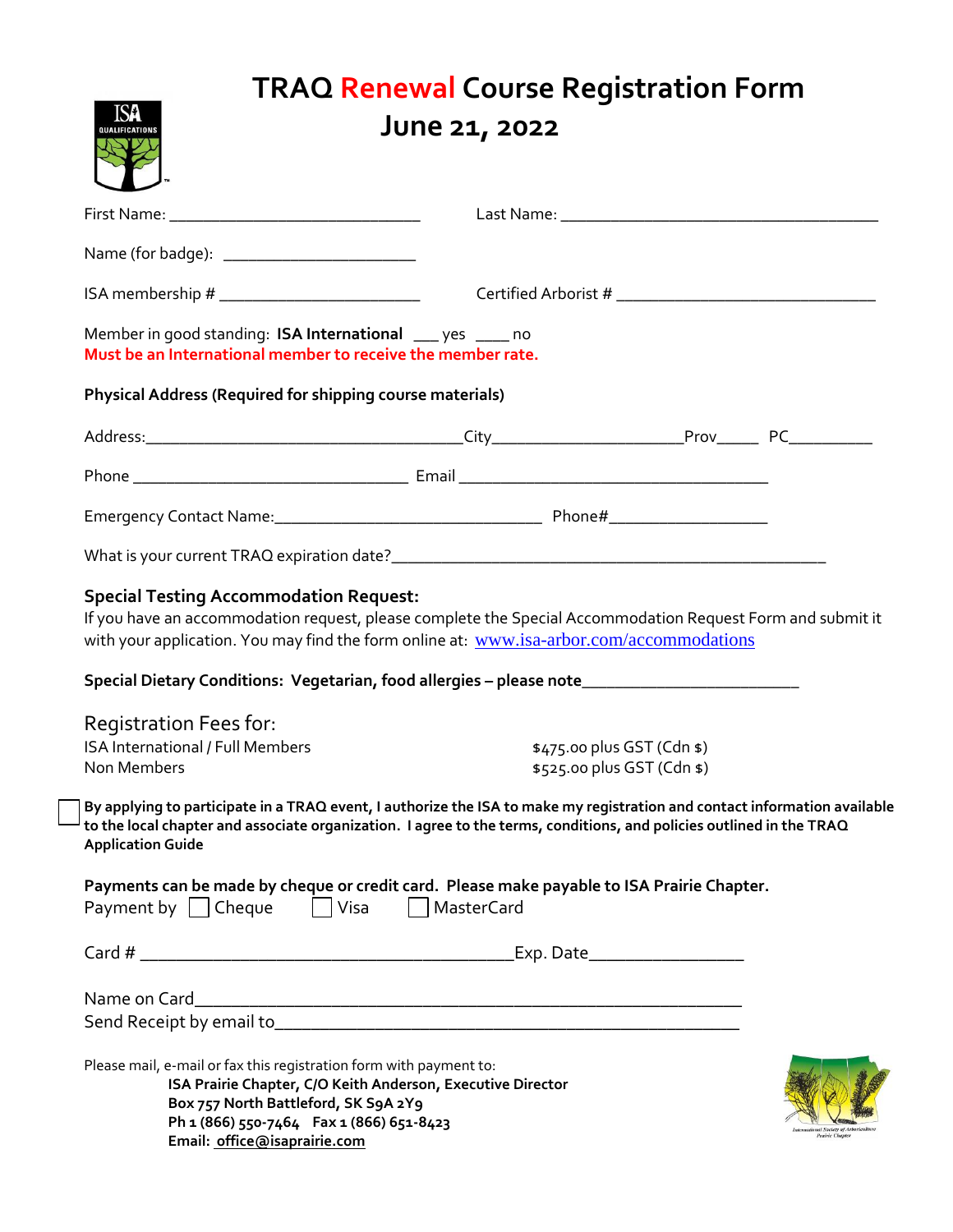# TRAQ Renewal Course Registration Form
## June 21, 2022

First Name: ______________________________ Last Name: ______________________________________

Name (for badge): _______________________

ISA membership # ________________________ Certified Arborist # _______________________________

Member in good standing: **ISA International** ___ yes ____ no
**Must be an International member to receive the member rate.**

**Physical Address (Required for shipping course materials)**

Address:______________________________________City_______________________Prov_____ PC__________

Phone _________________________________ Email _____________________________________

Emergency Contact Name:_______________________________ Phone#__________________

What is your current TRAQ expiration date?_____________________________________________________

### Special Testing Accommodation Request:

If you have an accommodation request, please complete the Special Accommodation Request Form and submit it with your application. You may find the form online at: www.isa-arbor.com/accommodations

**Special Dietary Conditions: Vegetarian, food allergies – please note**_________________________

Registration Fees for:

| | |
|---|---|
| ISA International / Full Members | $475.00 plus GST (Cdn $) |
| Non Members | $525.00 plus GST (Cdn $) |

☐ **By applying to participate in a TRAQ event, I authorize the ISA to make my registration and contact information available to the local chapter and associate organization. I agree to the terms, conditions, and policies outlined in the TRAQ Application Guide**

**Payments can be made by cheque or credit card. Please make payable to ISA Prairie Chapter.**
Payment by ☐ Cheque ☐ Visa ☐ MasterCard

Card # __________________________________________Exp. Date_________________

Name on Card_____________________________________________________________
Send Receipt by email to____________________________________________________

Please mail, e-mail or fax this registration form with payment to:

**ISA Prairie Chapter, C/O Keith Anderson, Executive Director**
**Box 757 North Battleford, SK S9A 2Y9**
**Ph 1 (866) 550-7464 Fax 1 (866) 651-8423**
**Email: office@isaprairie.com**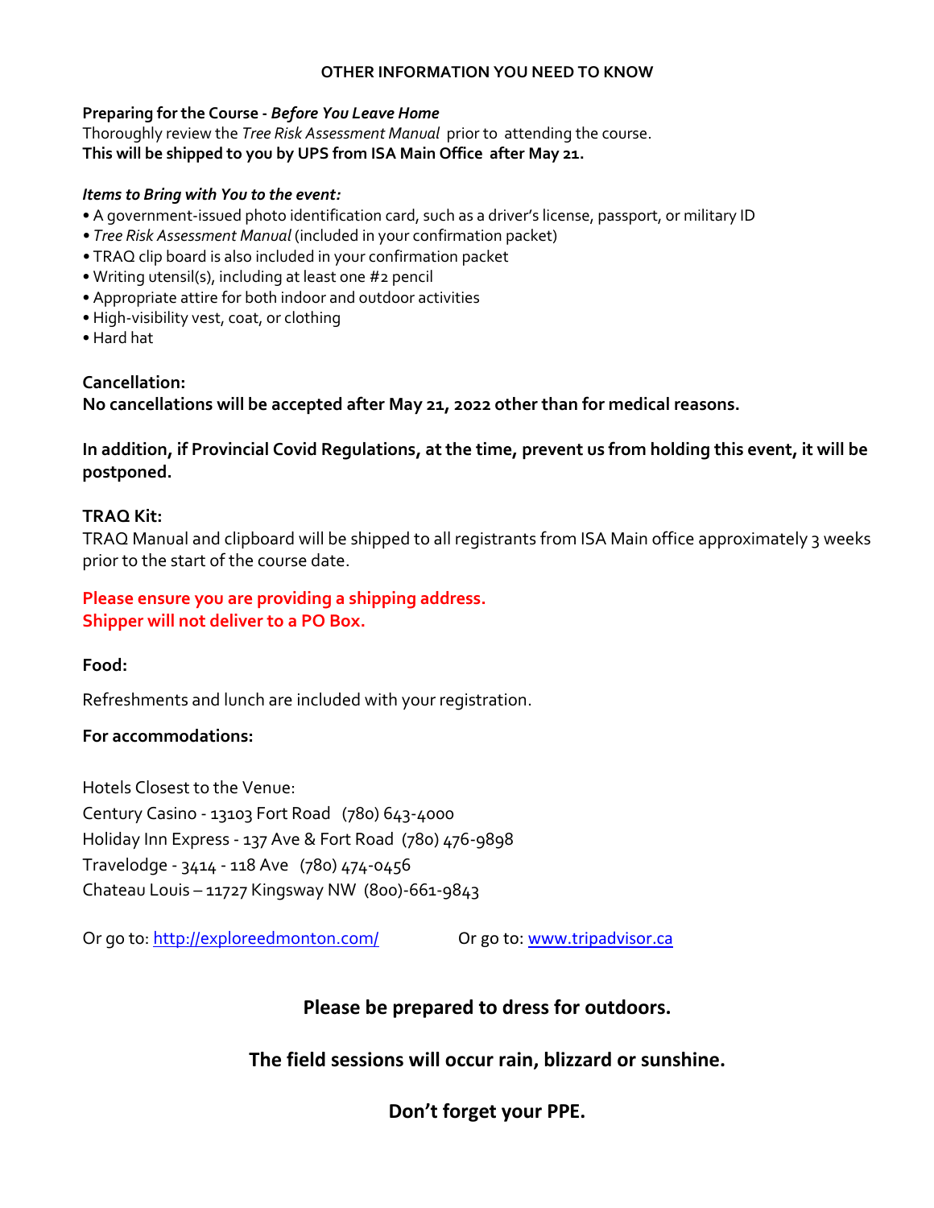**OTHER INFORMATION YOU NEED TO KNOW**

**Preparing for the Course -** ***Before You Leave Home***
Thoroughly review the *Tree Risk Assessment Manual* prior to attending the course.
**This will be shipped to you by UPS from ISA Main Office after May 21.**

***Items to Bring with You to the event:***

- A government-issued photo identification card, such as a driver's license, passport, or military ID
- *Tree Risk Assessment Manual* (included in your confirmation packet)
- TRAQ clip board is also included in your confirmation packet
- Writing utensil(s), including at least one #2 pencil
- Appropriate attire for both indoor and outdoor activities
- High-visibility vest, coat, or clothing
- Hard hat

**Cancellation:**
**No cancellations will be accepted after May 21, 2022 other than for medical reasons.**

**In addition, if Provincial Covid Regulations, at the time, prevent us from holding this event, it will be postponed.**

**TRAQ Kit:**
TRAQ Manual and clipboard will be shipped to all registrants from ISA Main office approximately 3 weeks prior to the start of the course date.

**Please ensure you are providing a shipping address.**
**Shipper will not deliver to a PO Box.**

**Food:**

Refreshments and lunch are included with your registration.

**For accommodations:**

Hotels Closest to the Venue:
Century Casino - 13103 Fort Road (780) 643-4000
Holiday Inn Express - 137 Ave & Fort Road (780) 476-9898
Travelodge - 3414 - 118 Ave (780) 474-0456
Chateau Louis – 11727 Kingsway NW (800)-661-9843

Or go to: http://exploreedmonton.com/ Or go to: www.tripadvisor.ca

**Please be prepared to dress for outdoors.**

**The field sessions will occur rain, blizzard or sunshine.**

**Don't forget your PPE.**